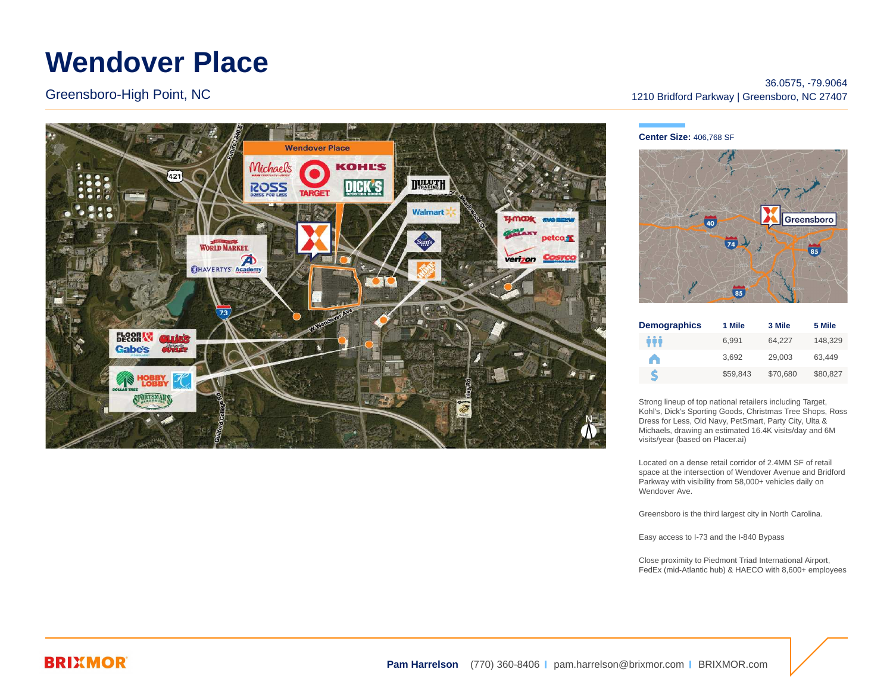# Wendover Place

Greensboro-High Point, NC

36.0575, -79.9064
1210 Bridford Parkway | Greensboro, NC 27407

**Center Size:** 406,768 SF

| Demographics | 1 Mile | 3 Mile | 5 Mile |
|---|---|---|---|
| Population | 6,991 | 64,227 | 148,329 |
| Households | 3,692 | 29,003 | 63,449 |
| Income | $59,843 | $70,680 | $80,827 |

Strong lineup of top national retailers including Target, Kohl's, Dick's Sporting Goods, Christmas Tree Shops, Ross Dress for Less, Old Navy, PetSmart, Party City, Ulta & Michaels, drawing an estimated 16.4K visits/day and 6M visits/year (based on Placer.ai)

Located on a dense retail corridor of 2.4MM SF of retail space at the intersection of Wendover Avenue and Bridford Parkway with visibility from 58,000+ vehicles daily on Wendover Ave.

Greensboro is the third largest city in North Carolina.

Easy access to I-73 and the I-840 Bypass

Close proximity to Piedmont Triad International Airport, FedEx (mid-Atlantic hub) & HAECO with 8,600+ employees

BRIXMOR

**Pam Harrelson** (770) 360-8406 | pam.harrelson@brixmor.com | BRIXMOR.com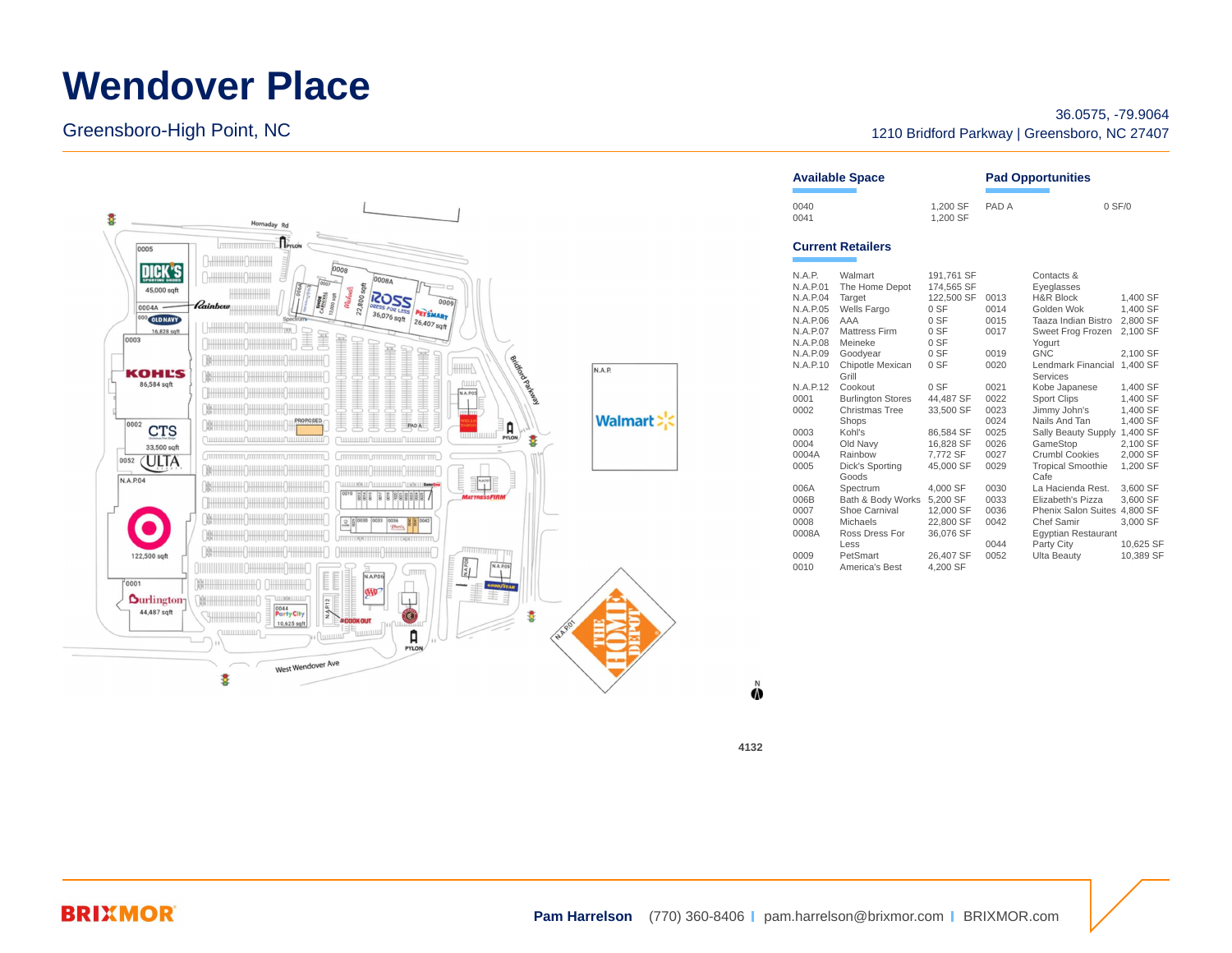# Wendover Place

Greensboro-High Point, NC

36.0575, -79.9064
1210 Bridford Parkway | Greensboro, NC 27407

## Available Space

| | |
|---|---|
| 0040 | 1,200 SF |
| 0041 | 1,200 SF |

## Pad Opportunities

| | |
|---|---|
| PAD A | 0 SF/0 |

## Current Retailers

| | | | | | |
|---|---|---|---|---|---|
| N.A.P. | Walmart | 191,761 SF | | Contacts & Eyeglasses | |
| N.A.P.01 | The Home Depot | 174,565 SF | 0013 | H&R Block | 1,400 SF |
| N.A.P.04 | Target | 122,500 SF | 0014 | Golden Wok | 1,400 SF |
| N.A.P.05 | Wells Fargo | 0 SF | 0015 | Taaza Indian Bistro | 2,800 SF |
| N.A.P.06 | AAA | 0 SF | 0017 | Sweet Frog Frozen Yogurt | 2,100 SF |
| N.A.P.07 | Mattress Firm | 0 SF | 0019 | GNC | 2,100 SF |
| N.A.P.08 | Meineke | 0 SF | 0020 | Lendmark Financial Services | 1,400 SF |
| N.A.P.09 | Goodyear | 0 SF | 0021 | Kobe Japanese | 1,400 SF |
| N.A.P.10 | Chipotle Mexican Grill | 0 SF | 0022 | Sport Clips | 1,400 SF |
| N.A.P.12 | Cookout | 0 SF | 0023 | Jimmy John's | 1,400 SF |
| 0001 | Burlington Stores | 44,487 SF | 0024 | Nails And Tan | 1,400 SF |
| 0002 | Christmas Tree Shops | 33,500 SF | 0025 | Sally Beauty Supply | 1,400 SF |
| 0003 | Kohl's | 86,584 SF | 0026 | GameStop | 2,100 SF |
| 0004 | Old Navy | 16,828 SF | 0027 | Crumbl Cookies | 2,000 SF |
| 0004A | Rainbow | 7,772 SF | 0029 | Tropical Smoothie Cafe | 1,200 SF |
| 0005 | Dick's Sporting Goods | 45,000 SF | 0030 | La Hacienda Rest. | 3,600 SF |
| 006A | Spectrum | 4,000 SF | 0033 | Elizabeth's Pizza | 3,600 SF |
| 006B | Bath & Body Works | 5,200 SF | 0036 | Phenix Salon Suites | 4,800 SF |
| 0007 | Shoe Carnival | 12,000 SF | 0042 | Chef Samir Egyptian Restaurant | 3,000 SF |
| 0008 | Michaels | 22,800 SF | 0044 | Party City | 10,625 SF |
| 0008A | Ross Dress For Less | 36,076 SF | 0052 | Ulta Beauty | 10,389 SF |
| 0009 | PetSmart | 26,407 SF | | | |
| 0010 | America's Best | 4,200 SF | | | |

Hornaday Rd
Bridford Parkway
West Wendover Ave
0005 DICK'S SPORTING GOODS 45,000 sqft
0004A Rainbow
0004 OLD NAVY 16,828 sqft
0003 KOHL'S 86,584 sqft
0002 CTS 33,500 sqft
0052 ULTA
N.A.P.04 122,500 sqft
0001 Burlington 44,487 sqft
0044 Party City 10,625 sqft
0008 Michaels 22,800 sqft
0008A ROSS DRESS FOR LESS 36,076 sqft
0009 PETSMART 26,407 sqft
0007 Shoe Carnival 12,000 sqft
Spectrum
PROPOSED
PAD A
PYLON
MATTRESS FIRM
GOODYEAR
COOK OUT
N.A.P. Walmart
N.A.P.01 THE HOME DEPOT

4132

BRIXMOR

**Pam Harrelson** (770) 360-8406 | pam.harrelson@brixmor.com | BRIXMOR.com